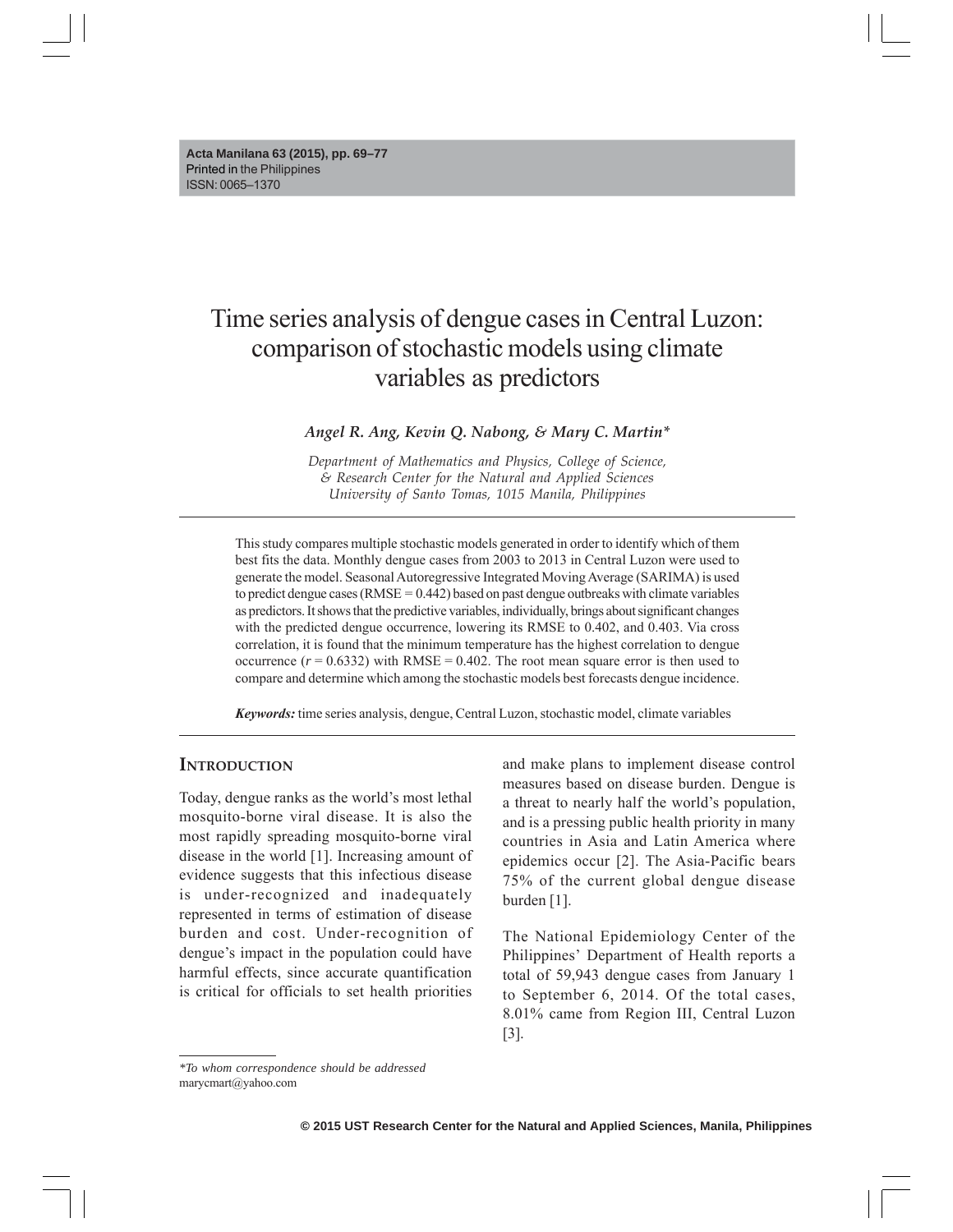# Time series analysis of dengue cases in Central Luzon: comparison of stochastic models using climate variables as predictors

*Angel R. Ang, Kevin Q. Nabong, & Mary C. Martin**

*Department of Mathematics and Physics, College of Science, & Research Center for the Natural and Applied Sciences University of Santo Tomas, 1015 Manila, Philippines*

This study compares multiple stochastic models generated in order to identify which of them best fits the data. Monthly dengue cases from 2003 to 2013 in Central Luzon were used to generate the model. Seasonal Autoregressive Integrated Moving Average (SARIMA) is used to predict dengue cases (RMSE = 0.442) based on past dengue outbreaks with climate variables as predictors. It shows that the predictive variables, individually, brings about significant changes with the predicted dengue occurrence, lowering its RMSE to 0.402, and 0.403. Via cross correlation, it is found that the minimum temperature has the highest correlation to dengue occurrence ($r = 0.6332$) with RMSE = 0.402. The root mean square error is then used to compare and determine which among the stochastic models best forecasts dengue incidence.

***Keywords:*** time series analysis, dengue, Central Luzon, stochastic model, climate variables

## Introduction

Today, dengue ranks as the world's most lethal mosquito-borne viral disease. It is also the most rapidly spreading mosquito-borne viral disease in the world [1]. Increasing amount of evidence suggests that this infectious disease is under-recognized and inadequately represented in terms of estimation of disease burden and cost. Under-recognition of dengue's impact in the population could have harmful effects, since accurate quantification is critical for officials to set health priorities and make plans to implement disease control measures based on disease burden. Dengue is a threat to nearly half the world's population, and is a pressing public health priority in many countries in Asia and Latin America where epidemics occur [2]. The Asia-Pacific bears 75% of the current global dengue disease burden [1].

The National Epidemiology Center of the Philippines' Department of Health reports a total of 59,943 dengue cases from January 1 to September 6, 2014. Of the total cases, 8.01% came from Region III, Central Luzon [3].

*\*To whom correspondence should be addressed*
marycmart@yahoo.com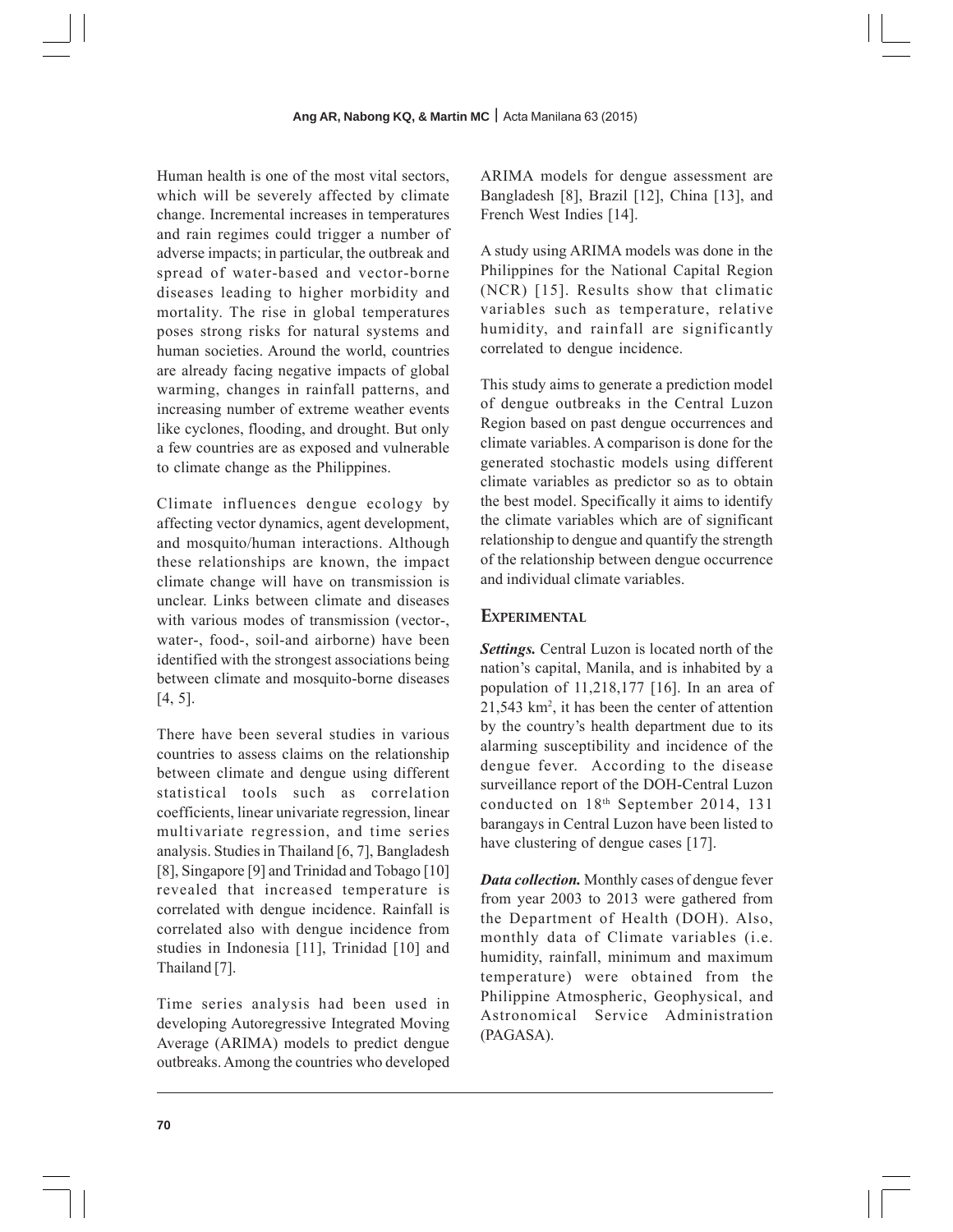Human health is one of the most vital sectors, which will be severely affected by climate change. Incremental increases in temperatures and rain regimes could trigger a number of adverse impacts; in particular, the outbreak and spread of water-based and vector-borne diseases leading to higher morbidity and mortality. The rise in global temperatures poses strong risks for natural systems and human societies. Around the world, countries are already facing negative impacts of global warming, changes in rainfall patterns, and increasing number of extreme weather events like cyclones, flooding, and drought. But only a few countries are as exposed and vulnerable to climate change as the Philippines.

Climate influences dengue ecology by affecting vector dynamics, agent development, and mosquito/human interactions. Although these relationships are known, the impact climate change will have on transmission is unclear. Links between climate and diseases with various modes of transmission (vector-, water-, food-, soil-and airborne) have been identified with the strongest associations being between climate and mosquito-borne diseases [4, 5].

There have been several studies in various countries to assess claims on the relationship between climate and dengue using different statistical tools such as correlation coefficients, linear univariate regression, linear multivariate regression, and time series analysis. Studies in Thailand [6, 7], Bangladesh [8], Singapore [9] and Trinidad and Tobago [10] revealed that increased temperature is correlated with dengue incidence. Rainfall is correlated also with dengue incidence from studies in Indonesia [11], Trinidad [10] and Thailand [7].

Time series analysis had been used in developing Autoregressive Integrated Moving Average (ARIMA) models to predict dengue outbreaks. Among the countries who developed ARIMA models for dengue assessment are Bangladesh [8], Brazil [12], China [13], and French West Indies [14].

A study using ARIMA models was done in the Philippines for the National Capital Region (NCR) [15]. Results show that climatic variables such as temperature, relative humidity, and rainfall are significantly correlated to dengue incidence.

This study aims to generate a prediction model of dengue outbreaks in the Central Luzon Region based on past dengue occurrences and climate variables. A comparison is done for the generated stochastic models using different climate variables as predictor so as to obtain the best model. Specifically it aims to identify the climate variables which are of significant relationship to dengue and quantify the strength of the relationship between dengue occurrence and individual climate variables.

## EXPERIMENTAL

***Settings.*** Central Luzon is located north of the nation's capital, Manila, and is inhabited by a population of 11,218,177 [16]. In an area of 21,543 $km^2$, it has been the center of attention by the country's health department due to its alarming susceptibility and incidence of the dengue fever. According to the disease surveillance report of the DOH-Central Luzon conducted on 18th September 2014, 131 barangays in Central Luzon have been listed to have clustering of dengue cases [17].

***Data collection.*** Monthly cases of dengue fever from year 2003 to 2013 were gathered from the Department of Health (DOH). Also, monthly data of Climate variables (i.e. humidity, rainfall, minimum and maximum temperature) were obtained from the Philippine Atmospheric, Geophysical, and Astronomical Service Administration (PAGASA).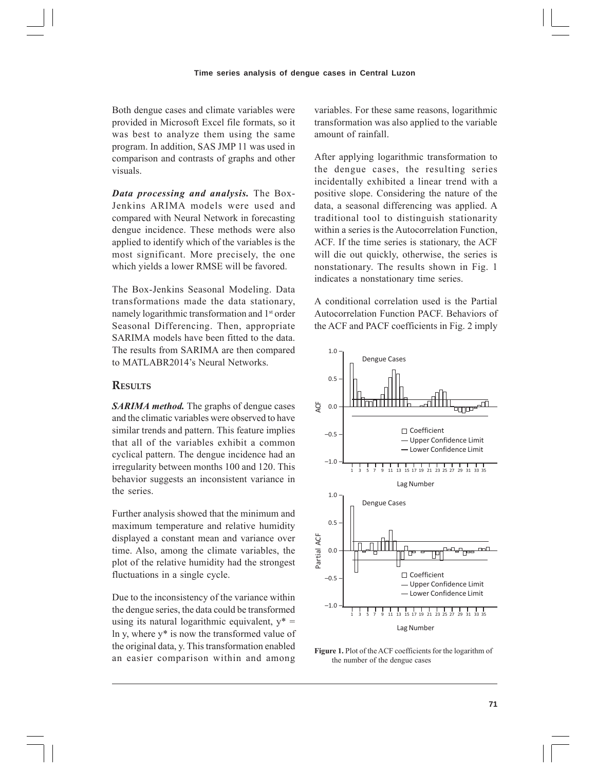Both dengue cases and climate variables were provided in Microsoft Excel file formats, so it was best to analyze them using the same program. In addition, SAS JMP 11 was used in comparison and contrasts of graphs and other visuals.

***Data processing and analysis.*** The Box-Jenkins ARIMA models were used and compared with Neural Network in forecasting dengue incidence. These methods were also applied to identify which of the variables is the most significant. More precisely, the one which yields a lower RMSE will be favored.

The Box-Jenkins Seasonal Modeling. Data transformations made the data stationary, namely logarithmic transformation and 1st order Seasonal Differencing. Then, appropriate SARIMA models have been fitted to the data. The results from SARIMA are then compared to MATLABR2014's Neural Networks.

## Results

***SARIMA method.*** The graphs of dengue cases and the climatic variables were observed to have similar trends and pattern. This feature implies that all of the variables exhibit a common cyclical pattern. The dengue incidence had an irregularity between months 100 and 120. This behavior suggests an inconsistent variance in the series.

Further analysis showed that the minimum and maximum temperature and relative humidity displayed a constant mean and variance over time. Also, among the climate variables, the plot of the relative humidity had the strongest fluctuations in a single cycle.

Due to the inconsistency of the variance within the dengue series, the data could be transformed using its natural logarithmic equivalent, $y^* = \ln y$, where $y^*$ is now the transformed value of the original data, $y$. This transformation enabled an easier comparison within and among variables. For these same reasons, logarithmic transformation was also applied to the variable amount of rainfall.

After applying logarithmic transformation to the dengue cases, the resulting series incidentally exhibited a linear trend with a positive slope. Considering the nature of the data, a seasonal differencing was applied. A traditional tool to distinguish stationarity within a series is the Autocorrelation Function, ACF. If the time series is stationary, the ACF will die out quickly, otherwise, the series is nonstationary. The results shown in Fig. 1 indicates a nonstationary time series.

A conditional correlation used is the Partial Autocorrelation Function PACF. Behaviors of the ACF and PACF coefficients in Fig. 2 imply

**Figure 1.** Plot of the ACF coefficients for the logarithm of the number of the dengue cases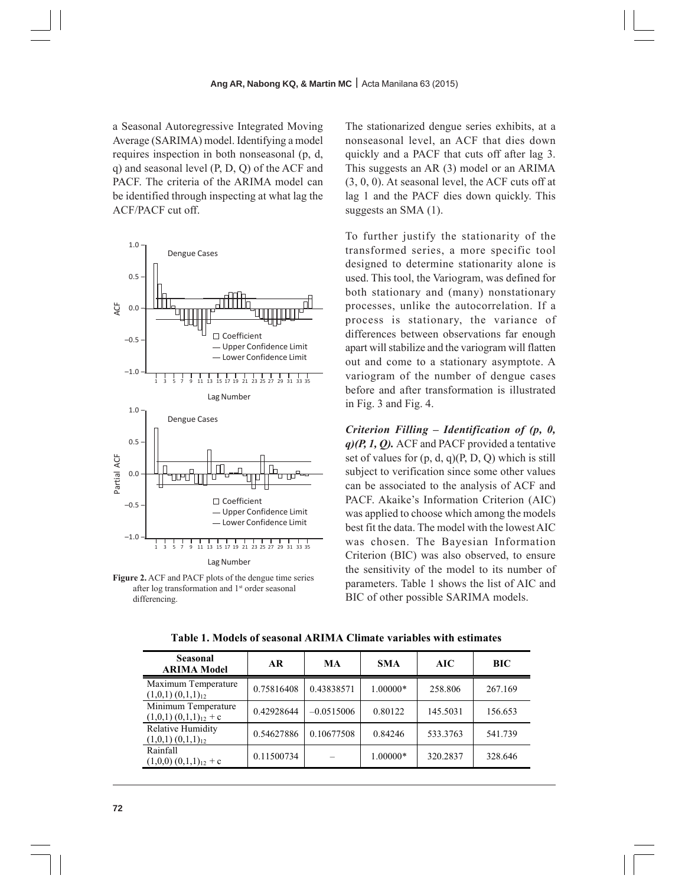a Seasonal Autoregressive Integrated Moving Average (SARIMA) model. Identifying a model requires inspection in both nonseasonal (p, d, q) and seasonal level (P, D, Q) of the ACF and PACF. The criteria of the ARIMA model can be identified through inspecting at what lag the ACF/PACF cut off.

**Figure 2.** ACF and PACF plots of the dengue time series after log transformation and 1st order seasonal differencing.

The stationarized dengue series exhibits, at a nonseasonal level, an ACF that dies down quickly and a PACF that cuts off after lag 3. This suggests an AR (3) model or an ARIMA (3, 0, 0). At seasonal level, the ACF cuts off at lag 1 and the PACF dies down quickly. This suggests an SMA (1).

To further justify the stationarity of the transformed series, a more specific tool designed to determine stationarity alone is used. This tool, the Variogram, was defined for both stationary and (many) nonstationary processes, unlike the autocorrelation. If a process is stationary, the variance of differences between observations far enough apart will stabilize and the variogram will flatten out and come to a stationary asymptote. A variogram of the number of dengue cases before and after transformation is illustrated in Fig. 3 and Fig. 4.

***Criterion Filling – Identification of (p, 0, q)(P, 1, Q).*** ACF and PACF provided a tentative set of values for (p, d, q)(P, D, Q) which is still subject to verification since some other values can be associated to the analysis of ACF and PACF. Akaike's Information Criterion (AIC) was applied to choose which among the models best fit the data. The model with the lowest AIC was chosen. The Bayesian Information Criterion (BIC) was also observed, to ensure the sensitivity of the model to its number of parameters. Table 1 shows the list of AIC and BIC of other possible SARIMA models.

**Table 1. Models of seasonal ARIMA Climate variables with estimates**

| Seasonal ARIMA Model | AR | MA | SMA | AIC | BIC |
|---|---|---|---|---|---|
| Maximum Temperature $(1,0,1)\,(0,1,1)_{12}$ | 0.75816408 | 0.43838571 | 1.00000* | 258.806 | 267.169 |
| Minimum Temperature $(1,0,1)\,(0,1,1)_{12} + c$ | 0.42928644 | −0.0515006 | 0.80122 | 145.5031 | 156.653 |
| Relative Humidity $(1,0,1)\,(0,1,1)_{12}$ | 0.54627886 | 0.10677508 | 0.84246 | 533.3763 | 541.739 |
| Rainfall $(1,0,0)\,(0,1,1)_{12} + c$ | 0.11500734 | – | 1.00000* | 320.2837 | 328.646 |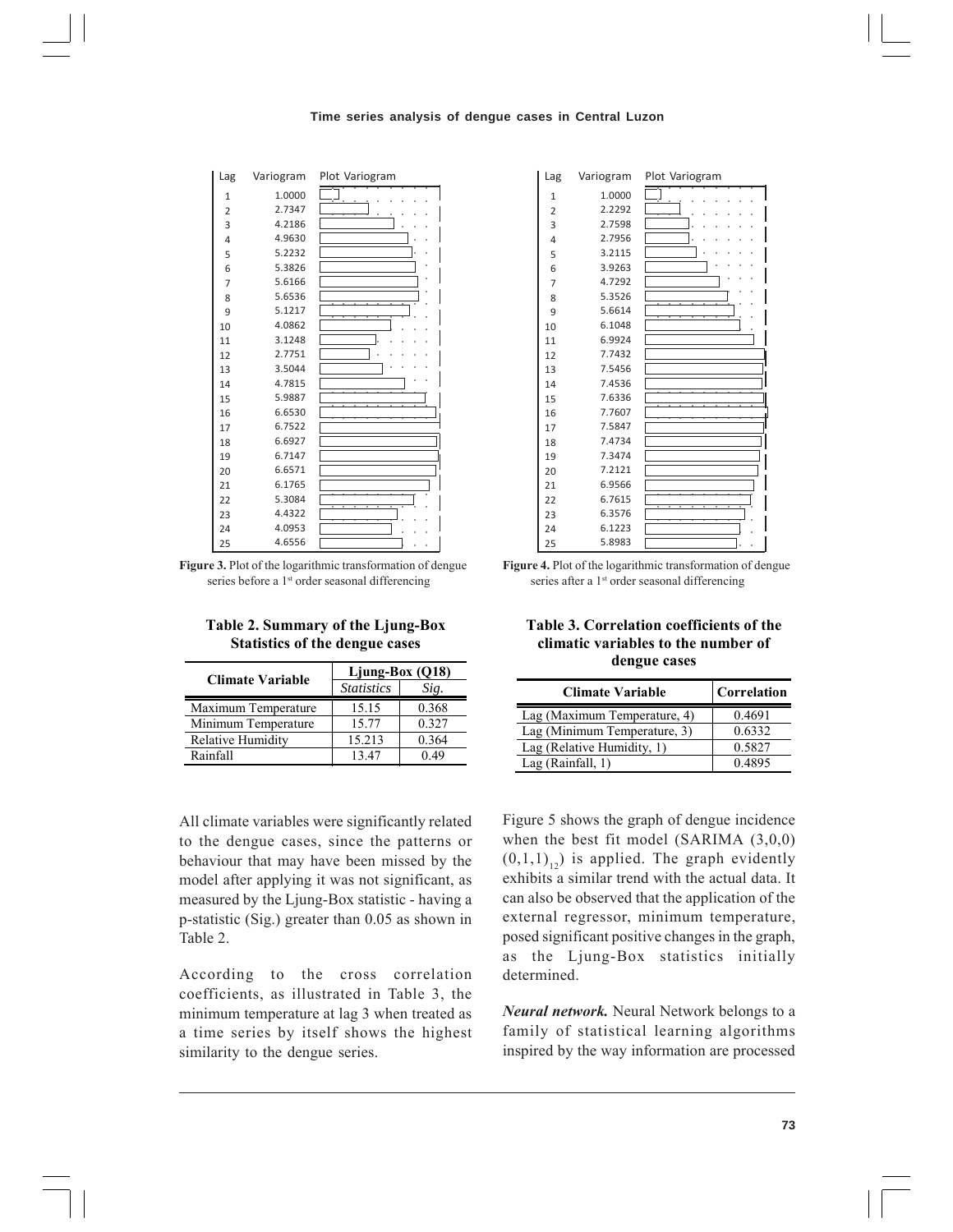| Lag | Variogram |
|---|---|
| 1 | 1.0000 |
| 2 | 2.7347 |
| 3 | 4.2186 |
| 4 | 4.9630 |
| 5 | 5.2232 |
| 6 | 5.3826 |
| 7 | 5.6166 |
| 8 | 5.6536 |
| 9 | 5.1217 |
| 10 | 4.0862 |
| 11 | 3.1248 |
| 12 | 2.7751 |
| 13 | 3.5044 |
| 14 | 4.7815 |
| 15 | 5.9887 |
| 16 | 6.6530 |
| 17 | 6.7522 |
| 18 | 6.6927 |
| 19 | 6.7147 |
| 20 | 6.6571 |
| 21 | 6.1765 |
| 22 | 5.3084 |
| 23 | 4.4322 |
| 24 | 4.0953 |
| 25 | 4.6556 |

**Figure 3.** Plot of the logarithmic transformation of dengue series before a 1st order seasonal differencing

| Lag | Variogram |
|---|---|
| 1 | 1.0000 |
| 2 | 2.2292 |
| 3 | 2.7598 |
| 4 | 2.7956 |
| 5 | 3.2115 |
| 6 | 3.9263 |
| 7 | 4.7292 |
| 8 | 5.3526 |
| 9 | 5.6614 |
| 10 | 6.1048 |
| 11 | 6.9924 |
| 12 | 7.7432 |
| 13 | 7.5456 |
| 14 | 7.4536 |
| 15 | 7.6336 |
| 16 | 7.7607 |
| 17 | 7.5847 |
| 18 | 7.4734 |
| 19 | 7.3474 |
| 20 | 7.2121 |
| 21 | 6.9566 |
| 22 | 6.7615 |
| 23 | 6.3576 |
| 24 | 6.1223 |
| 25 | 5.8983 |

**Figure 4.** Plot of the logarithmic transformation of dengue series after a 1st order seasonal differencing

**Table 2. Summary of the Ljung-Box Statistics of the dengue cases**

| Climate Variable | Ljung-Box (Q18) | |
|---|---|---|
| | *Statistics* | *Sig.* |
| Maximum Temperature | 15.15 | 0.368 |
| Minimum Temperature | 15.77 | 0.327 |
| Relative Humidity | 15.213 | 0.364 |
| Rainfall | 13.47 | 0.49 |

All climate variables were significantly related to the dengue cases, since the patterns or behaviour that may have been missed by the model after applying it was not significant, as measured by the Ljung-Box statistic - having a p-statistic (Sig.) greater than 0.05 as shown in Table 2.

According to the cross correlation coefficients, as illustrated in Table 3, the minimum temperature at lag 3 when treated as a time series by itself shows the highest similarity to the dengue series.

**Table 3. Correlation coefficients of the climatic variables to the number of dengue cases**

| Climate Variable | Correlation |
|---|---|
| Lag (Maximum Temperature, 4) | 0.4691 |
| Lag (Minimum Temperature, 3) | 0.6332 |
| Lag (Relative Humidity, 1) | 0.5827 |
| Lag (Rainfall, 1) | 0.4895 |

Figure 5 shows the graph of dengue incidence when the best fit model (SARIMA $(3,0,0)(0,1,1)_{12}$) is applied. The graph evidently exhibits a similar trend with the actual data. It can also be observed that the application of the external regressor, minimum temperature, posed significant positive changes in the graph, as the Ljung-Box statistics initially determined.

***Neural network.*** Neural Network belongs to a family of statistical learning algorithms inspired by the way information are processed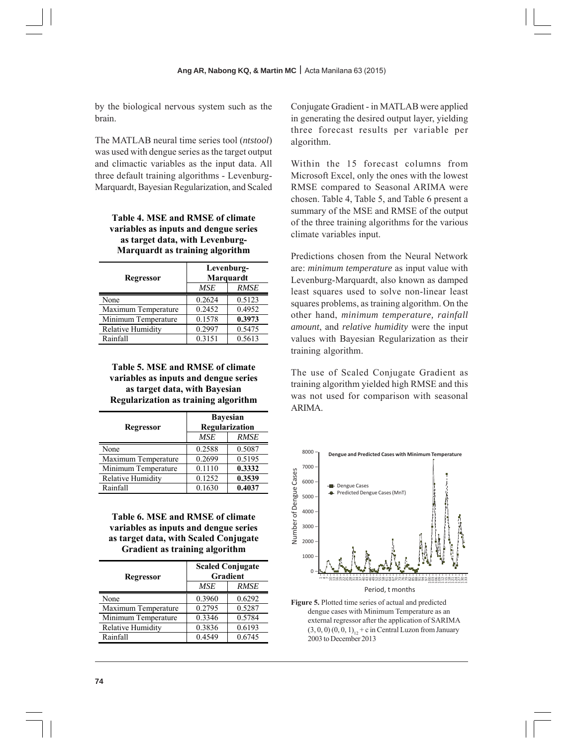by the biological nervous system such as the brain.

The MATLAB neural time series tool (*ntstool*) was used with dengue series as the target output and climactic variables as the input data. All three default training algorithms - Levenburg-Marquardt, Bayesian Regularization, and Scaled Conjugate Gradient - in MATLAB were applied in generating the desired output layer, yielding three forecast results per variable per algorithm.

**Table 4. MSE and RMSE of climate variables as inputs and dengue series as target data, with Levenburg-Marquardt as training algorithm**

| Regressor | Levenburg-Marquardt | |
|---|---|---|
| | *MSE* | *RMSE* |
| None | 0.2624 | 0.5123 |
| Maximum Temperature | 0.2452 | 0.4952 |
| Minimum Temperature | 0.1578 | **0.3973** |
| Relative Humidity | 0.2997 | 0.5475 |
| Rainfall | 0.3151 | 0.5613 |

**Table 5. MSE and RMSE of climate variables as inputs and dengue series as target data, with Bayesian Regularization as training algorithm**

| Regressor | Bayesian Regularization | |
|---|---|---|
| | *MSE* | *RMSE* |
| None | 0.2588 | 0.5087 |
| Maximum Temperature | 0.2699 | 0.5195 |
| Minimum Temperature | 0.1110 | **0.3332** |
| Relative Humidity | 0.1252 | **0.3539** |
| Rainfall | 0.1630 | **0.4037** |

**Table 6. MSE and RMSE of climate variables as inputs and dengue series as target data, with Scaled Conjugate Gradient as training algorithm**

| Regressor | Scaled Conjugate Gradient | |
|---|---|---|
| | *MSE* | *RMSE* |
| None | 0.3960 | 0.6292 |
| Maximum Temperature | 0.2795 | 0.5287 |
| Minimum Temperature | 0.3346 | 0.5784 |
| Relative Humidity | 0.3836 | 0.6193 |
| Rainfall | 0.4549 | 0.6745 |

Within the 15 forecast columns from Microsoft Excel, only the ones with the lowest RMSE compared to Seasonal ARIMA were chosen. Table 4, Table 5, and Table 6 present a summary of the MSE and RMSE of the output of the three training algorithms for the various climate variables input.

Predictions chosen from the Neural Network are: *minimum temperature* as input value with Levenburg-Marquardt, also known as damped least squares used to solve non-linear least squares problems, as training algorithm. On the other hand, *minimum temperature, rainfall amount*, and *relative humidity* were the input values with Bayesian Regularization as their training algorithm.

The use of Scaled Conjugate Gradient as training algorithm yielded high RMSE and this was not used for comparison with seasonal ARIMA.

**Figure 5.** Plotted time series of actual and predicted dengue cases with Minimum Temperature as an external regressor after the application of SARIMA $(3, 0, 0)(0, 0, 1)_{12} + c$ in Central Luzon from January 2003 to December 2013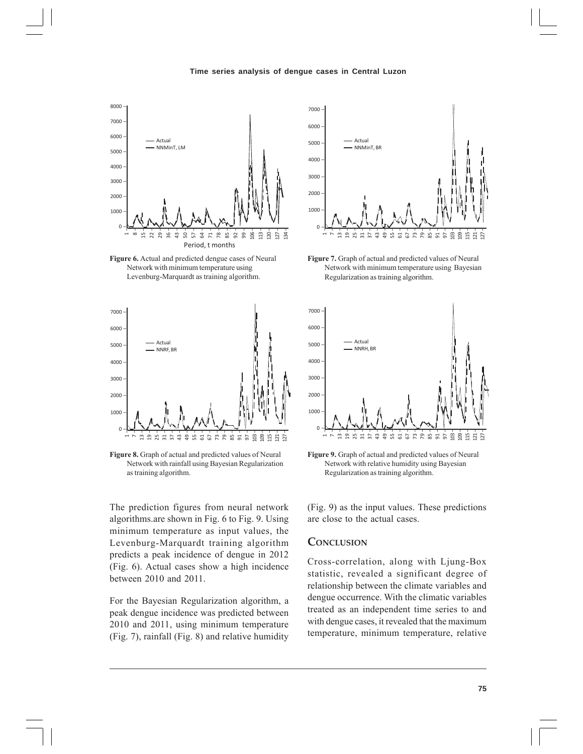**Figure 6.** Actual and predicted dengue cases of Neural Network with minimum temperature using Levenburg-Marquardt as training algorithm.

**Figure 7.** Graph of actual and predicted values of Neural Network with minimum temperature using Bayesian Regularization as training algorithm.

**Figure 8.** Graph of actual and predicted values of Neural Network with rainfall using Bayesian Regularization as training algorithm.

**Figure 9.** Graph of actual and predicted values of Neural Network with relative humidity using Bayesian Regularization as training algorithm.

The prediction figures from neural network algorithms.are shown in Fig. 6 to Fig. 9. Using minimum temperature as input values, the Levenburg-Marquardt training algorithm predicts a peak incidence of dengue in 2012 (Fig. 6). Actual cases show a high incidence between 2010 and 2011.

For the Bayesian Regularization algorithm, a peak dengue incidence was predicted between 2010 and 2011, using minimum temperature (Fig. 7), rainfall (Fig. 8) and relative humidity (Fig. 9) as the input values. These predictions are close to the actual cases.

## CONCLUSION

Cross-correlation, along with Ljung-Box statistic, revealed a significant degree of relationship between the climate variables and dengue occurrence. With the climatic variables treated as an independent time series to and with dengue cases, it revealed that the maximum temperature, minimum temperature, relative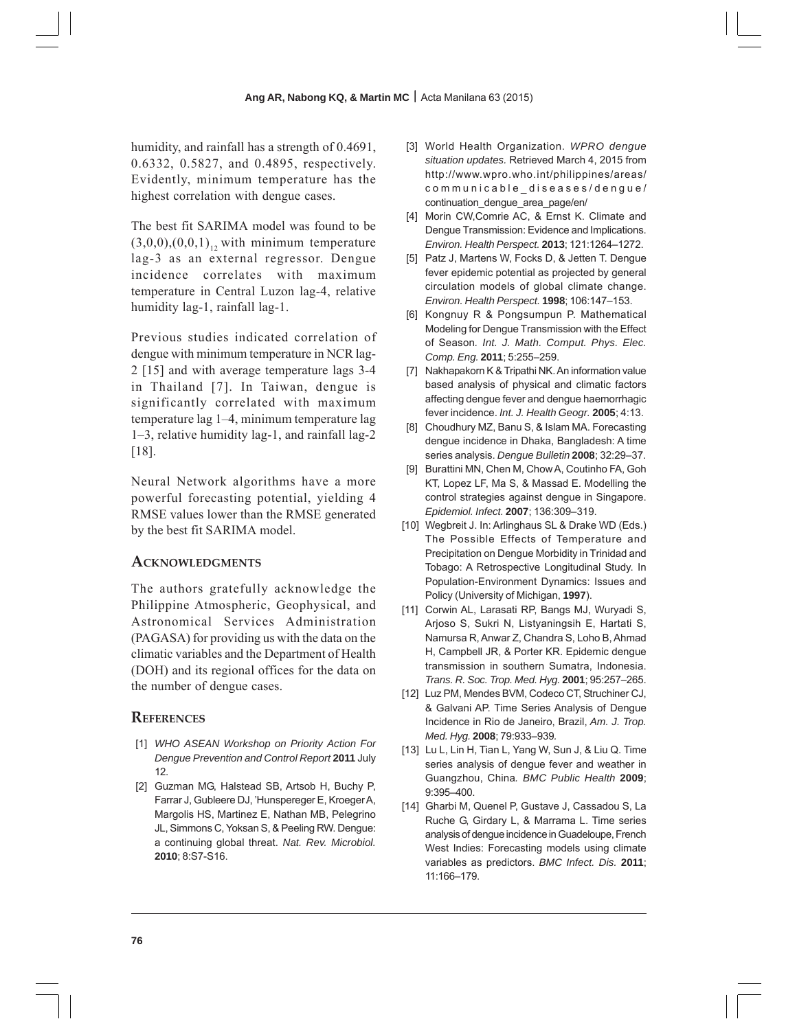humidity, and rainfall has a strength of 0.4691, 0.6332, 0.5827, and 0.4895, respectively. Evidently, minimum temperature has the highest correlation with dengue cases.

The best fit SARIMA model was found to be $(3,0,0),(0,0,1)_{12}$ with minimum temperature lag-3 as an external regressor. Dengue incidence correlates with maximum temperature in Central Luzon lag-4, relative humidity lag-1, rainfall lag-1.

Previous studies indicated correlation of dengue with minimum temperature in NCR lag-2 [15] and with average temperature lags 3-4 in Thailand [7]. In Taiwan, dengue is significantly correlated with maximum temperature lag 1–4, minimum temperature lag 1–3, relative humidity lag-1, and rainfall lag-2 [18].

Neural Network algorithms have a more powerful forecasting potential, yielding 4 RMSE values lower than the RMSE generated by the best fit SARIMA model.

## Acknowledgments

The authors gratefully acknowledge the Philippine Atmospheric, Geophysical, and Astronomical Services Administration (PAGASA) for providing us with the data on the climatic variables and the Department of Health (DOH) and its regional offices for the data on the number of dengue cases.

## References

[1] *WHO ASEAN Workshop on Priority Action For Dengue Prevention and Control Report* **2011** July 12.

[2] Guzman MG, Halstead SB, Artsob H, Buchy P, Farrar J, Gubleere DJ, 'Hunspereger E, Kroeger A, Margolis HS, Martinez E, Nathan MB, Pelegrino JL, Simmons C, Yoksan S, & Peeling RW. Dengue: a continuing global threat. *Nat. Rev. Microbiol.* **2010**; 8:S7-S16.

[3] World Health Organization. *WPRO dengue situation updates.* Retrieved March 4, 2015 from http://www.wpro.who.int/philippines/areas/communicable_diseases/dengue/continuation_dengue_area_page/en/

[4] Morin CW,Comrie AC, & Ernst K. Climate and Dengue Transmission: Evidence and Implications. *Environ. Health Perspect.* **2013**; 121:1264–1272.

[5] Patz J, Martens W, Focks D, & Jetten T. Dengue fever epidemic potential as projected by general circulation models of global climate change. *Environ. Health Perspect.* **1998**; 106:147–153.

[6] Kongnuy R & Pongsumpun P. Mathematical Modeling for Dengue Transmission with the Effect of Season. *Int. J. Math. Comput. Phys. Elec. Comp. Eng.* **2011**; 5:255–259.

[7] Nakhapakorn K & Tripathi NK. An information value based analysis of physical and climatic factors affecting dengue fever and dengue haemorrhagic fever incidence. *Int. J. Health Geogr.* **2005**; 4:13.

[8] Choudhury MZ, Banu S, & Islam MA. Forecasting dengue incidence in Dhaka, Bangladesh: A time series analysis. *Dengue Bulletin* **2008**; 32:29–37.

[9] Burattini MN, Chen M, Chow A, Coutinho FA, Goh KT, Lopez LF, Ma S, & Massad E. Modelling the control strategies against dengue in Singapore. *Epidemiol. Infect.* **2007**; 136:309–319.

[10] Wegbreit J. In: Arlinghaus SL & Drake WD (Eds.) The Possible Effects of Temperature and Precipitation on Dengue Morbidity in Trinidad and Tobago: A Retrospective Longitudinal Study. In Population-Environment Dynamics: Issues and Policy (University of Michigan, **1997**).

[11] Corwin AL, Larasati RP, Bangs MJ, Wuryadi S, Arjoso S, Sukri N, Listyaningsih E, Hartati S, Namursa R, Anwar Z, Chandra S, Loho B, Ahmad H, Campbell JR, & Porter KR. Epidemic dengue transmission in southern Sumatra, Indonesia. *Trans. R. Soc. Trop. Med. Hyg.* **2001**; 95:257–265.

[12] Luz PM, Mendes BVM, Codeco CT, Struchiner CJ, & Galvani AP. Time Series Analysis of Dengue Incidence in Rio de Janeiro, Brazil, *Am. J. Trop. Med. Hyg.* **2008**; 79:933–939.

[13] Lu L, Lin H, Tian L, Yang W, Sun J, & Liu Q. Time series analysis of dengue fever and weather in Guangzhou, China. *BMC Public Health* **2009**; 9:395–400.

[14] Gharbi M, Quenel P, Gustave J, Cassadou S, La Ruche G, Girdary L, & Marrama L. Time series analysis of dengue incidence in Guadeloupe, French West Indies: Forecasting models using climate variables as predictors. *BMC Infect. Dis.* **2011**; 11:166–179.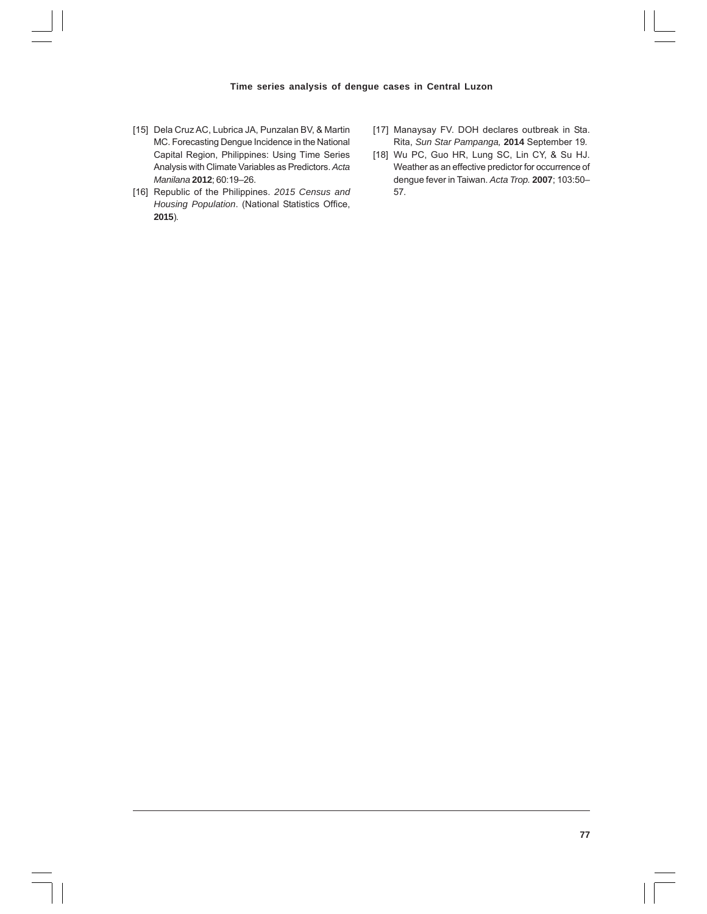[15] Dela Cruz AC, Lubrica JA, Punzalan BV, & Martin MC. Forecasting Dengue Incidence in the National Capital Region, Philippines: Using Time Series Analysis with Climate Variables as Predictors. *Acta Manilana* **2012**; 60:19–26.

[16] Republic of the Philippines. *2015 Census and Housing Population*. (National Statistics Office, **2015**).

[17] Manaysay FV. DOH declares outbreak in Sta. Rita, *Sun Star Pampanga,* **2014** September 19.

[18] Wu PC, Guo HR, Lung SC, Lin CY, & Su HJ. Weather as an effective predictor for occurrence of dengue fever in Taiwan. *Acta Trop.* **2007**; 103:50–57.